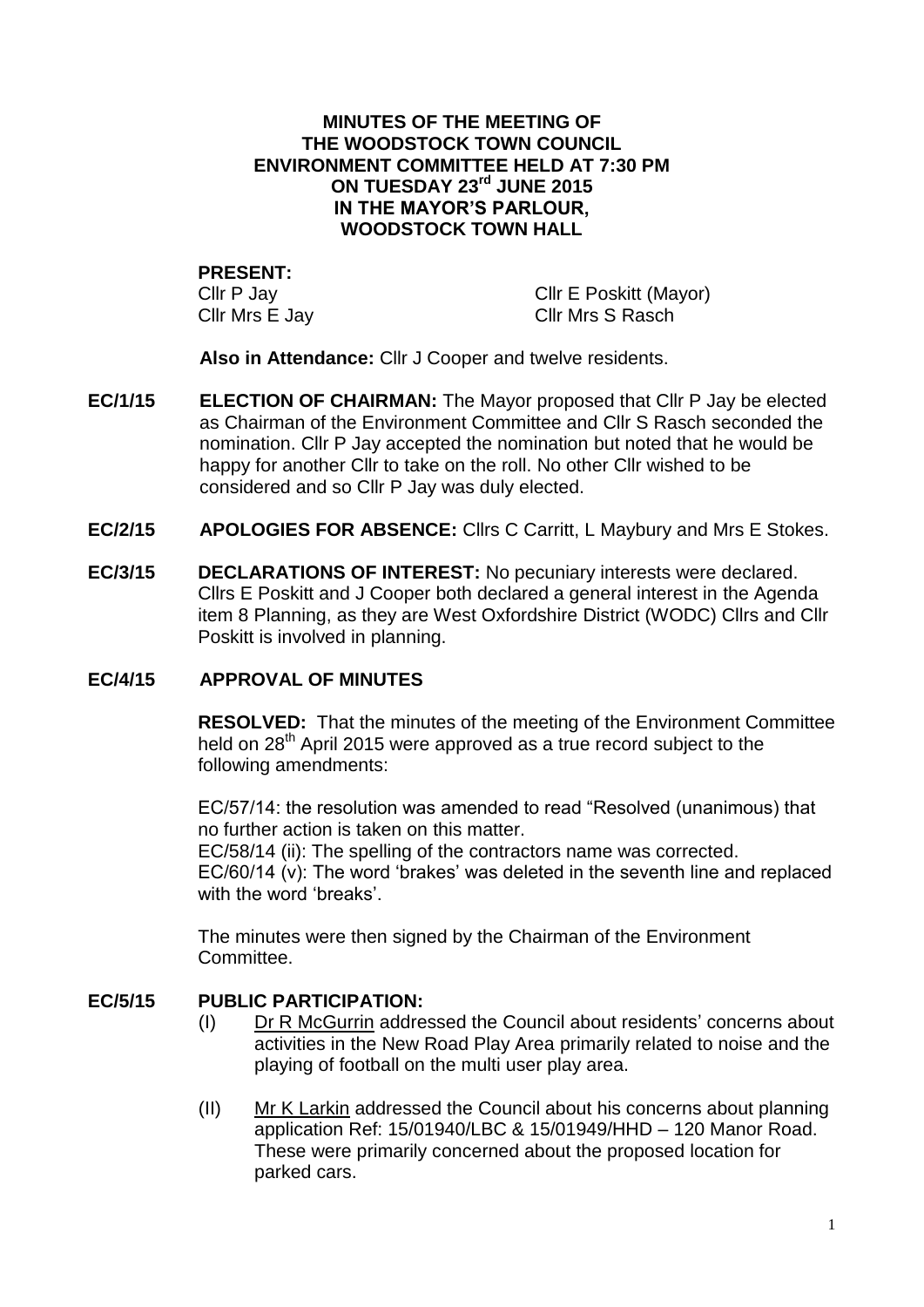# MINUTES OF THE MEETING OF THE WOODSTOCK TOWN COUNCIL ENVIRONMENT COMMITTEE HELD AT 7:30 PM ON TUESDAY 23rd JUNE 2015 IN THE MAYOR'S PARLOUR, WOODSTOCK TOWN HALL

**PRESENT:**

Cllr P Jay
Cllr Mrs E Jay
Cllr E Poskitt (Mayor)
Cllr Mrs S Rasch

**Also in Attendance:** Cllr J Cooper and twelve residents.

**EC/1/15 ELECTION OF CHAIRMAN:** The Mayor proposed that Cllr P Jay be elected as Chairman of the Environment Committee and Cllr S Rasch seconded the nomination. Cllr P Jay accepted the nomination but noted that he would be happy for another Cllr to take on the roll. No other Cllr wished to be considered and so Cllr P Jay was duly elected.

**EC/2/15 APOLOGIES FOR ABSENCE:** Cllrs C Carritt, L Maybury and Mrs E Stokes.

**EC/3/15 DECLARATIONS OF INTEREST:** No pecuniary interests were declared. Cllrs E Poskitt and J Cooper both declared a general interest in the Agenda item 8 Planning, as they are West Oxfordshire District (WODC) Cllrs and Cllr Poskitt is involved in planning.

**EC/4/15 APPROVAL OF MINUTES**

**RESOLVED:** That the minutes of the meeting of the Environment Committee held on 28th April 2015 were approved as a true record subject to the following amendments:

EC/57/14: the resolution was amended to read "Resolved (unanimous) that no further action is taken on this matter.
EC/58/14 (ii): The spelling of the contractors name was corrected.
EC/60/14 (v): The word 'brakes' was deleted in the seventh line and replaced with the word 'breaks'.

The minutes were then signed by the Chairman of the Environment Committee.

**EC/5/15 PUBLIC PARTICIPATION:**

(I) Dr R McGurrin addressed the Council about residents' concerns about activities in the New Road Play Area primarily related to noise and the playing of football on the multi user play area.

(II) Mr K Larkin addressed the Council about his concerns about planning application Ref: 15/01940/LBC & 15/01949/HHD – 120 Manor Road. These were primarily concerned about the proposed location for parked cars.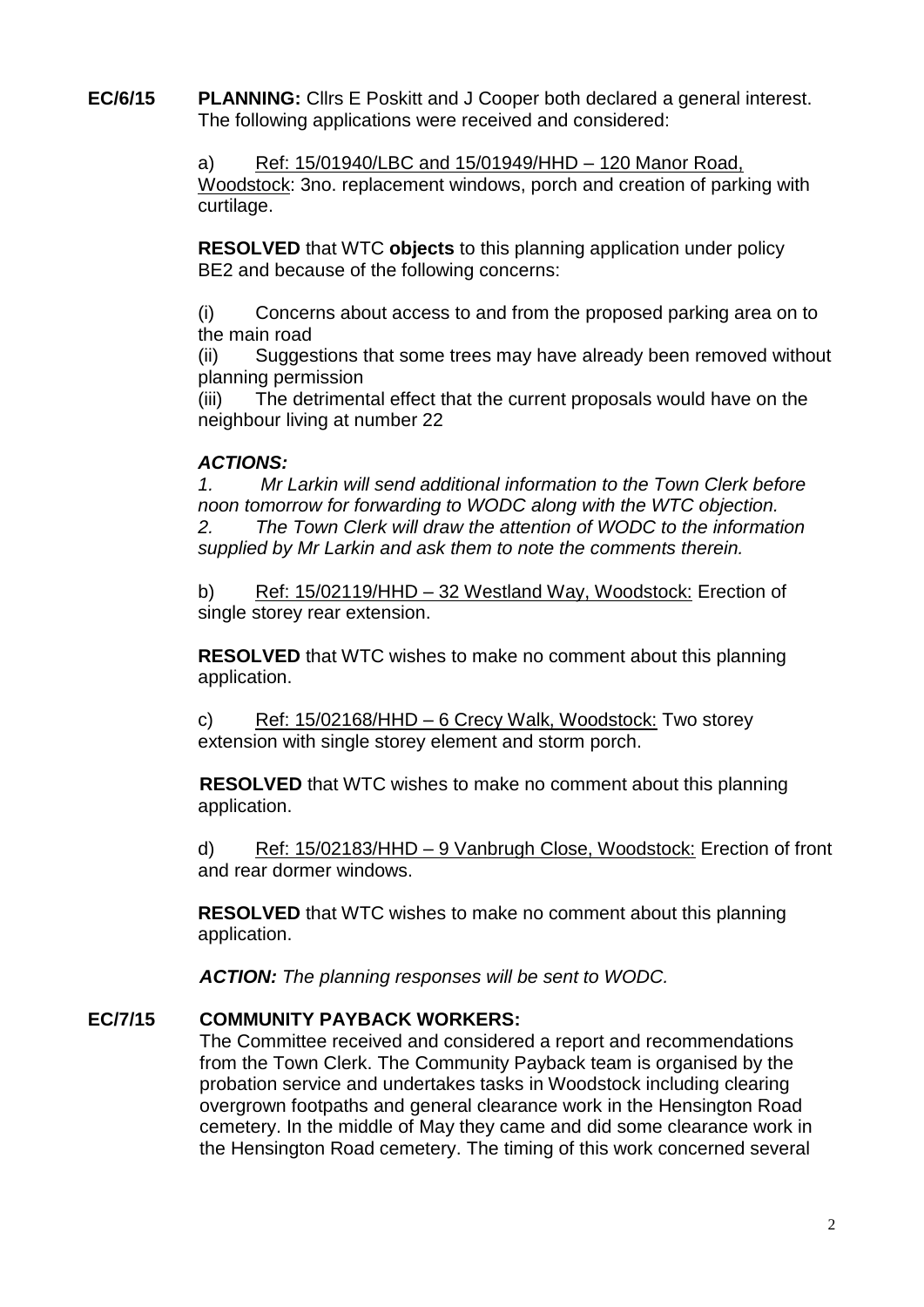**EC/6/15 PLANNING:** Cllrs E Poskitt and J Cooper both declared a general interest. The following applications were received and considered:

a) Ref: 15/01940/LBC and 15/01949/HHD – 120 Manor Road, Woodstock: 3no. replacement windows, porch and creation of parking with curtilage.

**RESOLVED** that WTC **objects** to this planning application under policy BE2 and because of the following concerns:

(i) Concerns about access to and from the proposed parking area on to the main road
(ii) Suggestions that some trees may have already been removed without planning permission
(iii) The detrimental effect that the current proposals would have on the neighbour living at number 22

***ACTIONS:***

*1. Mr Larkin will send additional information to the Town Clerk before noon tomorrow for forwarding to WODC along with the WTC objection.*
*2. The Town Clerk will draw the attention of WODC to the information supplied by Mr Larkin and ask them to note the comments therein.*

b) Ref: 15/02119/HHD – 32 Westland Way, Woodstock: Erection of single storey rear extension.

**RESOLVED** that WTC wishes to make no comment about this planning application.

c) Ref: 15/02168/HHD – 6 Crecy Walk, Woodstock: Two storey extension with single storey element and storm porch.

**RESOLVED** that WTC wishes to make no comment about this planning application.

d) Ref: 15/02183/HHD – 9 Vanbrugh Close, Woodstock: Erection of front and rear dormer windows.

**RESOLVED** that WTC wishes to make no comment about this planning application.

***ACTION:*** *The planning responses will be sent to WODC.*

**EC/7/15 COMMUNITY PAYBACK WORKERS:**

The Committee received and considered a report and recommendations from the Town Clerk. The Community Payback team is organised by the probation service and undertakes tasks in Woodstock including clearing overgrown footpaths and general clearance work in the Hensington Road cemetery. In the middle of May they came and did some clearance work in the Hensington Road cemetery. The timing of this work concerned several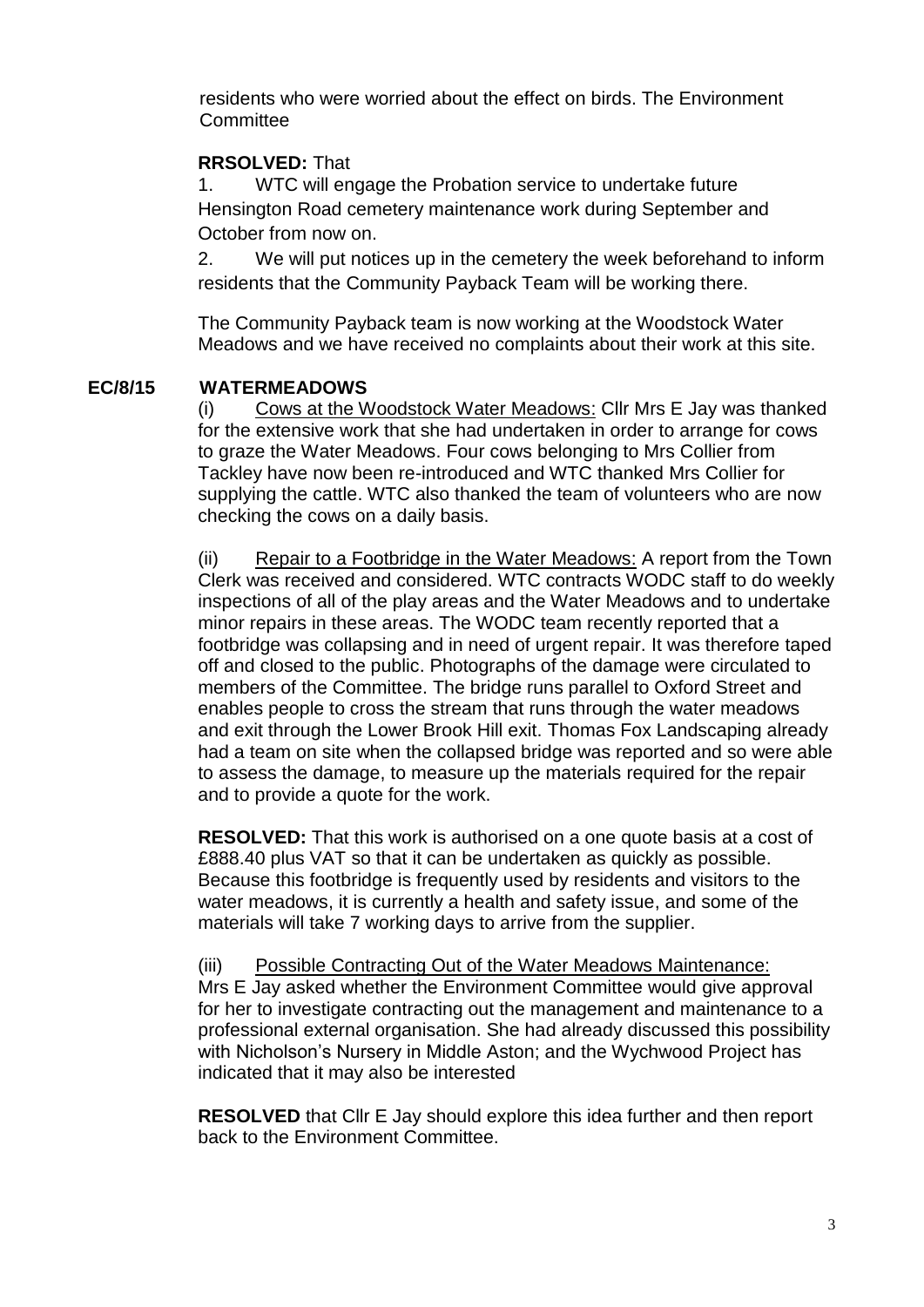residents who were worried about the effect on birds. The Environment Committee

**RRSOLVED:** That

1. WTC will engage the Probation service to undertake future Hensington Road cemetery maintenance work during September and October from now on.
2. We will put notices up in the cemetery the week beforehand to inform residents that the Community Payback Team will be working there.

The Community Payback team is now working at the Woodstock Water Meadows and we have received no complaints about their work at this site.

## EC/8/15 WATERMEADOWS

(i) Cows at the Woodstock Water Meadows: Cllr Mrs E Jay was thanked for the extensive work that she had undertaken in order to arrange for cows to graze the Water Meadows. Four cows belonging to Mrs Collier from Tackley have now been re-introduced and WTC thanked Mrs Collier for supplying the cattle. WTC also thanked the team of volunteers who are now checking the cows on a daily basis.

(ii) Repair to a Footbridge in the Water Meadows: A report from the Town Clerk was received and considered. WTC contracts WODC staff to do weekly inspections of all of the play areas and the Water Meadows and to undertake minor repairs in these areas. The WODC team recently reported that a footbridge was collapsing and in need of urgent repair. It was therefore taped off and closed to the public. Photographs of the damage were circulated to members of the Committee. The bridge runs parallel to Oxford Street and enables people to cross the stream that runs through the water meadows and exit through the Lower Brook Hill exit. Thomas Fox Landscaping already had a team on site when the collapsed bridge was reported and so were able to assess the damage, to measure up the materials required for the repair and to provide a quote for the work.

**RESOLVED:** That this work is authorised on a one quote basis at a cost of £888.40 plus VAT so that it can be undertaken as quickly as possible. Because this footbridge is frequently used by residents and visitors to the water meadows, it is currently a health and safety issue, and some of the materials will take 7 working days to arrive from the supplier.

(iii) Possible Contracting Out of the Water Meadows Maintenance: Mrs E Jay asked whether the Environment Committee would give approval for her to investigate contracting out the management and maintenance to a professional external organisation. She had already discussed this possibility with Nicholson's Nursery in Middle Aston; and the Wychwood Project has indicated that it may also be interested

**RESOLVED** that Cllr E Jay should explore this idea further and then report back to the Environment Committee.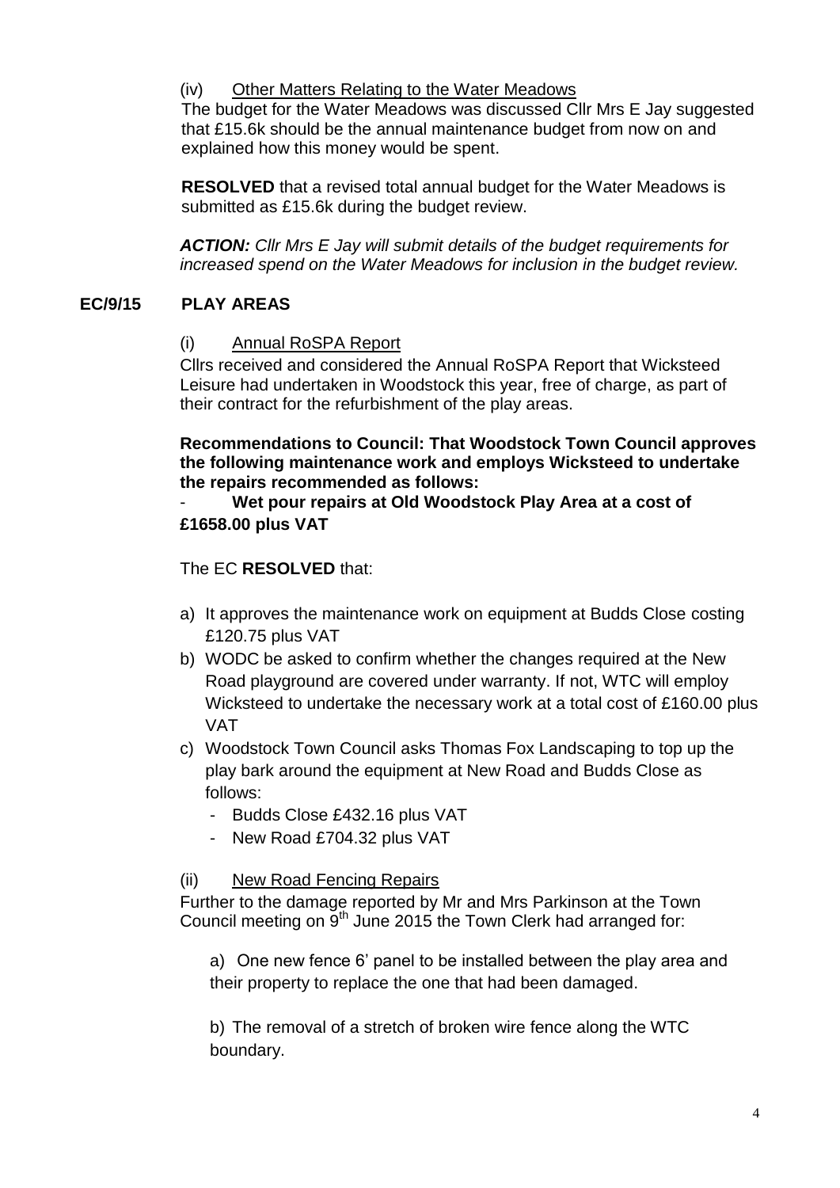(iv) Other Matters Relating to the Water Meadows

The budget for the Water Meadows was discussed Cllr Mrs E Jay suggested that £15.6k should be the annual maintenance budget from now on and explained how this money would be spent.

**RESOLVED** that a revised total annual budget for the Water Meadows is submitted as £15.6k during the budget review.

***ACTION:*** *Cllr Mrs E Jay will submit details of the budget requirements for increased spend on the Water Meadows for inclusion in the budget review.*

## EC/9/15 PLAY AREAS

(i) Annual RoSPA Report

Cllrs received and considered the Annual RoSPA Report that Wicksteed Leisure had undertaken in Woodstock this year, free of charge, as part of their contract for the refurbishment of the play areas.

**Recommendations to Council: That Woodstock Town Council approves the following maintenance work and employs Wicksteed to undertake the repairs recommended as follows:**

- **Wet pour repairs at Old Woodstock Play Area at a cost of £1658.00 plus VAT**

The EC **RESOLVED** that:

a) It approves the maintenance work on equipment at Budds Close costing £120.75 plus VAT
b) WODC be asked to confirm whether the changes required at the New Road playground are covered under warranty. If not, WTC will employ Wicksteed to undertake the necessary work at a total cost of £160.00 plus VAT
c) Woodstock Town Council asks Thomas Fox Landscaping to top up the play bark around the equipment at New Road and Budds Close as follows:
   - Budds Close £432.16 plus VAT
   - New Road £704.32 plus VAT

(ii) New Road Fencing Repairs

Further to the damage reported by Mr and Mrs Parkinson at the Town Council meeting on 9th June 2015 the Town Clerk had arranged for:

a) One new fence 6' panel to be installed between the play area and their property to replace the one that had been damaged.

b) The removal of a stretch of broken wire fence along the WTC boundary.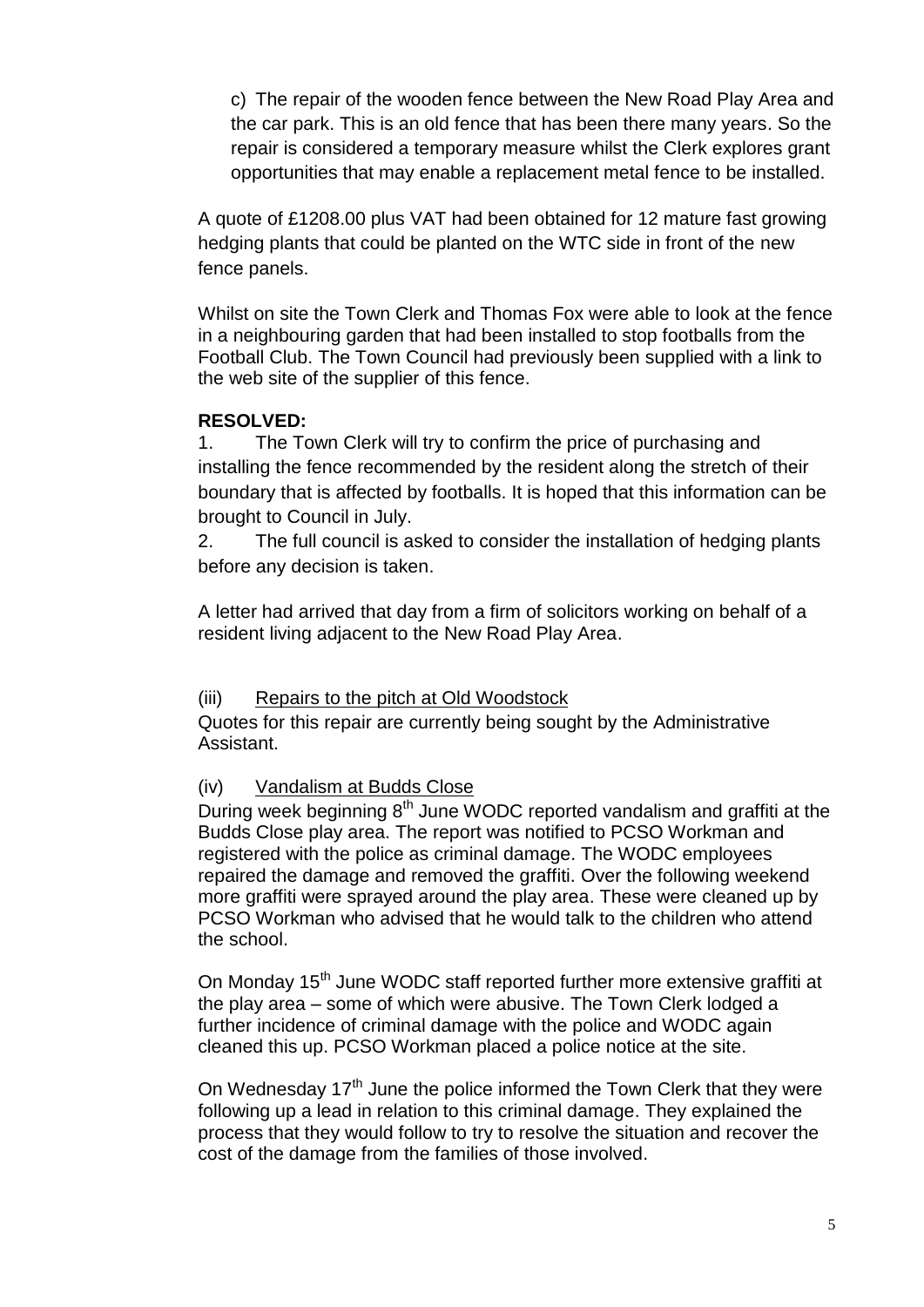c) The repair of the wooden fence between the New Road Play Area and the car park. This is an old fence that has been there many years. So the repair is considered a temporary measure whilst the Clerk explores grant opportunities that may enable a replacement metal fence to be installed.

A quote of £1208.00 plus VAT had been obtained for 12 mature fast growing hedging plants that could be planted on the WTC side in front of the new fence panels.

Whilst on site the Town Clerk and Thomas Fox were able to look at the fence in a neighbouring garden that had been installed to stop footballs from the Football Club. The Town Council had previously been supplied with a link to the web site of the supplier of this fence.

**RESOLVED:**

1. The Town Clerk will try to confirm the price of purchasing and installing the fence recommended by the resident along the stretch of their boundary that is affected by footballs. It is hoped that this information can be brought to Council in July.
2. The full council is asked to consider the installation of hedging plants before any decision is taken.

A letter had arrived that day from a firm of solicitors working on behalf of a resident living adjacent to the New Road Play Area.

(iii) Repairs to the pitch at Old Woodstock

Quotes for this repair are currently being sought by the Administrative Assistant.

(iv) Vandalism at Budds Close

During week beginning 8th June WODC reported vandalism and graffiti at the Budds Close play area. The report was notified to PCSO Workman and registered with the police as criminal damage. The WODC employees repaired the damage and removed the graffiti. Over the following weekend more graffiti were sprayed around the play area. These were cleaned up by PCSO Workman who advised that he would talk to the children who attend the school.

On Monday 15th June WODC staff reported further more extensive graffiti at the play area – some of which were abusive. The Town Clerk lodged a further incidence of criminal damage with the police and WODC again cleaned this up. PCSO Workman placed a police notice at the site.

On Wednesday 17th June the police informed the Town Clerk that they were following up a lead in relation to this criminal damage. They explained the process that they would follow to try to resolve the situation and recover the cost of the damage from the families of those involved.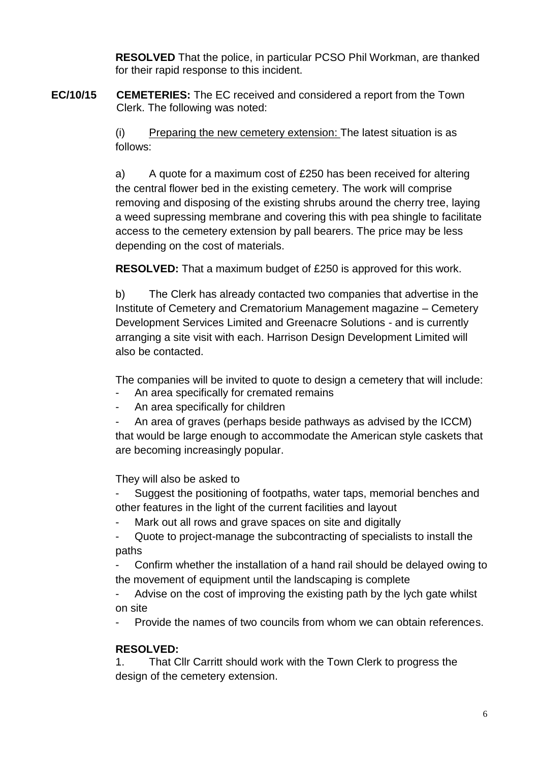**RESOLVED** That the police, in particular PCSO Phil Workman, are thanked for their rapid response to this incident.

**EC/10/15 CEMETERIES:** The EC received and considered a report from the Town Clerk. The following was noted:

(i) Preparing the new cemetery extension: The latest situation is as follows:

a) A quote for a maximum cost of £250 has been received for altering the central flower bed in the existing cemetery. The work will comprise removing and disposing of the existing shrubs around the cherry tree, laying a weed supressing membrane and covering this with pea shingle to facilitate access to the cemetery extension by pall bearers. The price may be less depending on the cost of materials.

**RESOLVED:** That a maximum budget of £250 is approved for this work.

b) The Clerk has already contacted two companies that advertise in the Institute of Cemetery and Crematorium Management magazine – Cemetery Development Services Limited and Greenacre Solutions - and is currently arranging a site visit with each. Harrison Design Development Limited will also be contacted.

The companies will be invited to quote to design a cemetery that will include:

- An area specifically for cremated remains
- An area specifically for children
- An area of graves (perhaps beside pathways as advised by the ICCM) that would be large enough to accommodate the American style caskets that are becoming increasingly popular.

They will also be asked to

- Suggest the positioning of footpaths, water taps, memorial benches and other features in the light of the current facilities and layout
- Mark out all rows and grave spaces on site and digitally
- Quote to project-manage the subcontracting of specialists to install the paths
- Confirm whether the installation of a hand rail should be delayed owing to the movement of equipment until the landscaping is complete
- Advise on the cost of improving the existing path by the lych gate whilst on site
- Provide the names of two councils from whom we can obtain references.

**RESOLVED:**

1. That Cllr Carritt should work with the Town Clerk to progress the design of the cemetery extension.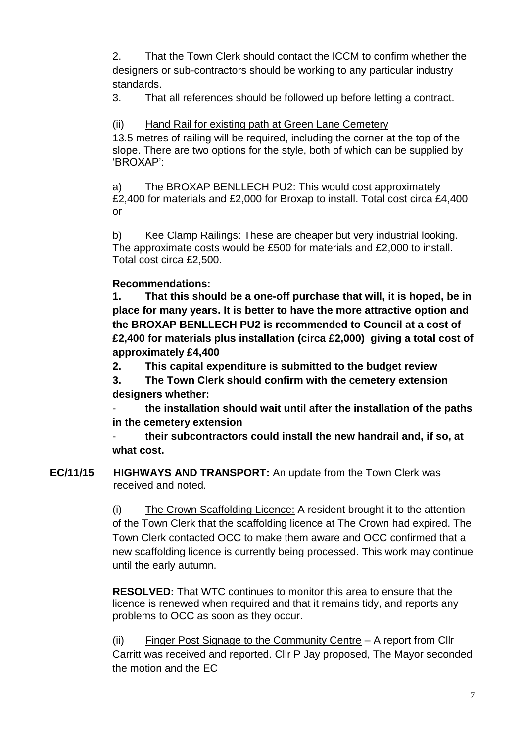2. That the Town Clerk should contact the ICCM to confirm whether the designers or sub-contractors should be working to any particular industry standards.

3. That all references should be followed up before letting a contract.

(ii) Hand Rail for existing path at Green Lane Cemetery

13.5 metres of railing will be required, including the corner at the top of the slope. There are two options for the style, both of which can be supplied by 'BROXAP':

a) The BROXAP BENLLECH PU2: This would cost approximately £2,400 for materials and £2,000 for Broxap to install. Total cost circa £4,400 or

b) Kee Clamp Railings: These are cheaper but very industrial looking. The approximate costs would be £500 for materials and £2,000 to install. Total cost circa £2,500.

**Recommendations:**

**1. That this should be a one-off purchase that will, it is hoped, be in place for many years. It is better to have the more attractive option and the BROXAP BENLLECH PU2 is recommended to Council at a cost of £2,400 for materials plus installation (circa £2,000) giving a total cost of approximately £4,400**

**2. This capital expenditure is submitted to the budget review**

**3. The Town Clerk should confirm with the cemetery extension designers whether:**

- **the installation should wait until after the installation of the paths in the cemetery extension**
- **their subcontractors could install the new handrail and, if so, at what cost.**

**EC/11/15 HIGHWAYS AND TRANSPORT:** An update from the Town Clerk was received and noted.

(i) The Crown Scaffolding Licence: A resident brought it to the attention of the Town Clerk that the scaffolding licence at The Crown had expired. The Town Clerk contacted OCC to make them aware and OCC confirmed that a new scaffolding licence is currently being processed. This work may continue until the early autumn.

**RESOLVED:** That WTC continues to monitor this area to ensure that the licence is renewed when required and that it remains tidy, and reports any problems to OCC as soon as they occur.

(ii) Finger Post Signage to the Community Centre – A report from Cllr Carritt was received and reported. Cllr P Jay proposed, The Mayor seconded the motion and the EC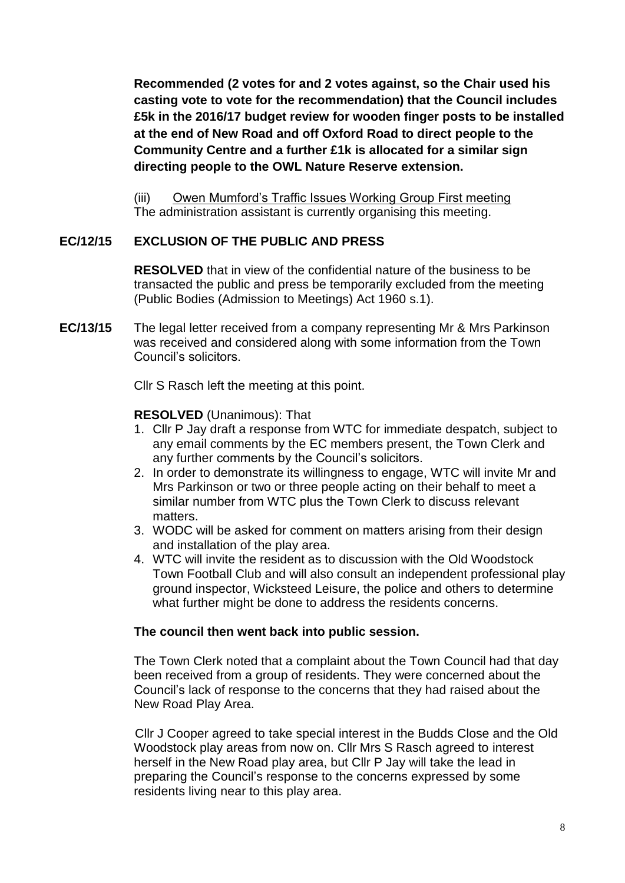**Recommended (2 votes for and 2 votes against, so the Chair used his casting vote to vote for the recommendation) that the Council includes £5k in the 2016/17 budget review for wooden finger posts to be installed at the end of New Road and off Oxford Road to direct people to the Community Centre and a further £1k is allocated for a similar sign directing people to the OWL Nature Reserve extension.**

(iii) Owen Mumford's Traffic Issues Working Group First meeting
The administration assistant is currently organising this meeting.

**EC/12/15 EXCLUSION OF THE PUBLIC AND PRESS**

**RESOLVED** that in view of the confidential nature of the business to be transacted the public and press be temporarily excluded from the meeting (Public Bodies (Admission to Meetings) Act 1960 s.1).

**EC/13/15** The legal letter received from a company representing Mr & Mrs Parkinson was received and considered along with some information from the Town Council's solicitors.

Cllr S Rasch left the meeting at this point.

**RESOLVED** (Unanimous): That

1. Cllr P Jay draft a response from WTC for immediate despatch, subject to any email comments by the EC members present, the Town Clerk and any further comments by the Council's solicitors.
2. In order to demonstrate its willingness to engage, WTC will invite Mr and Mrs Parkinson or two or three people acting on their behalf to meet a similar number from WTC plus the Town Clerk to discuss relevant matters.
3. WODC will be asked for comment on matters arising from their design and installation of the play area.
4. WTC will invite the resident as to discussion with the Old Woodstock Town Football Club and will also consult an independent professional play ground inspector, Wicksteed Leisure, the police and others to determine what further might be done to address the residents concerns.

**The council then went back into public session.**

The Town Clerk noted that a complaint about the Town Council had that day been received from a group of residents. They were concerned about the Council's lack of response to the concerns that they had raised about the New Road Play Area.

Cllr J Cooper agreed to take special interest in the Budds Close and the Old Woodstock play areas from now on. Cllr Mrs S Rasch agreed to interest herself in the New Road play area, but Cllr P Jay will take the lead in preparing the Council's response to the concerns expressed by some residents living near to this play area.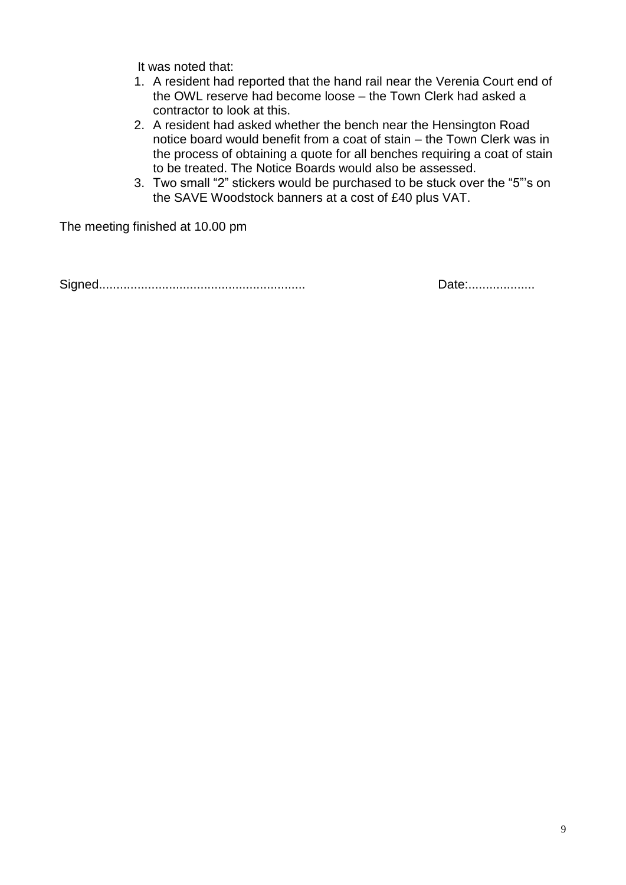It was noted that:

1. A resident had reported that the hand rail near the Verenia Court end of the OWL reserve had become loose – the Town Clerk had asked a contractor to look at this.
2. A resident had asked whether the bench near the Hensington Road notice board would benefit from a coat of stain – the Town Clerk was in the process of obtaining a quote for all benches requiring a coat of stain to be treated. The Notice Boards would also be assessed.
3. Two small "2" stickers would be purchased to be stuck over the "5"'s on the SAVE Woodstock banners at a cost of £40 plus VAT.

The meeting finished at 10.00 pm

Signed.......................................................... Date:...................